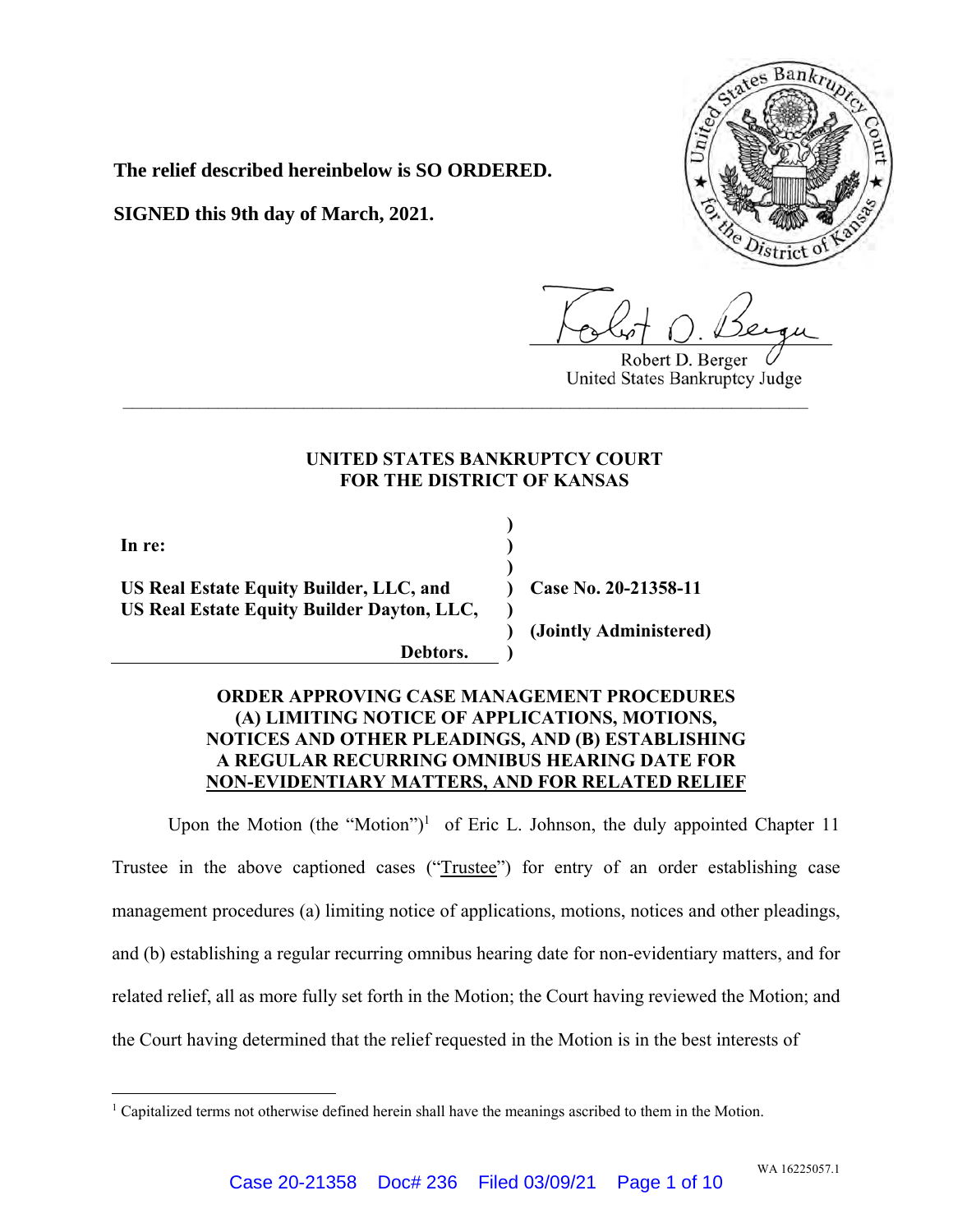**The relief described hereinbelow is SO ORDERED.**

**SIGNED this 9th day of March, 2021.**

Robert D. Berger
United States Bankruptcy Judge

---

**UNITED STATES BANKRUPTCY COURT**
**FOR THE DISTRICT OF KANSAS**

| | | |
|---|---|---|
| **In re:** | ) | |
| | ) | |
| **US Real Estate Equity Builder, LLC, and** | ) | **Case No. 20-21358-11** |
| **US Real Estate Equity Builder Dayton, LLC,** | ) | |
| | ) | **(Jointly Administered)** |
| **Debtors.** | ) | |

**ORDER APPROVING CASE MANAGEMENT PROCEDURES (A) LIMITING NOTICE OF APPLICATIONS, MOTIONS, NOTICES AND OTHER PLEADINGS, AND (B) ESTABLISHING A REGULAR RECURRING OMNIBUS HEARING DATE FOR NON-EVIDENTIARY MATTERS, AND FOR RELATED RELIEF**

Upon the Motion (the "Motion")[1] of Eric L. Johnson, the duly appointed Chapter 11 Trustee in the above captioned cases ("Trustee") for entry of an order establishing case management procedures (a) limiting notice of applications, motions, notices and other pleadings, and (b) establishing a regular recurring omnibus hearing date for non-evidentiary matters, and for related relief, all as more fully set forth in the Motion; the Court having reviewed the Motion; and the Court having determined that the relief requested in the Motion is in the best interests of

[1] Capitalized terms not otherwise defined herein shall have the meanings ascribed to them in the Motion.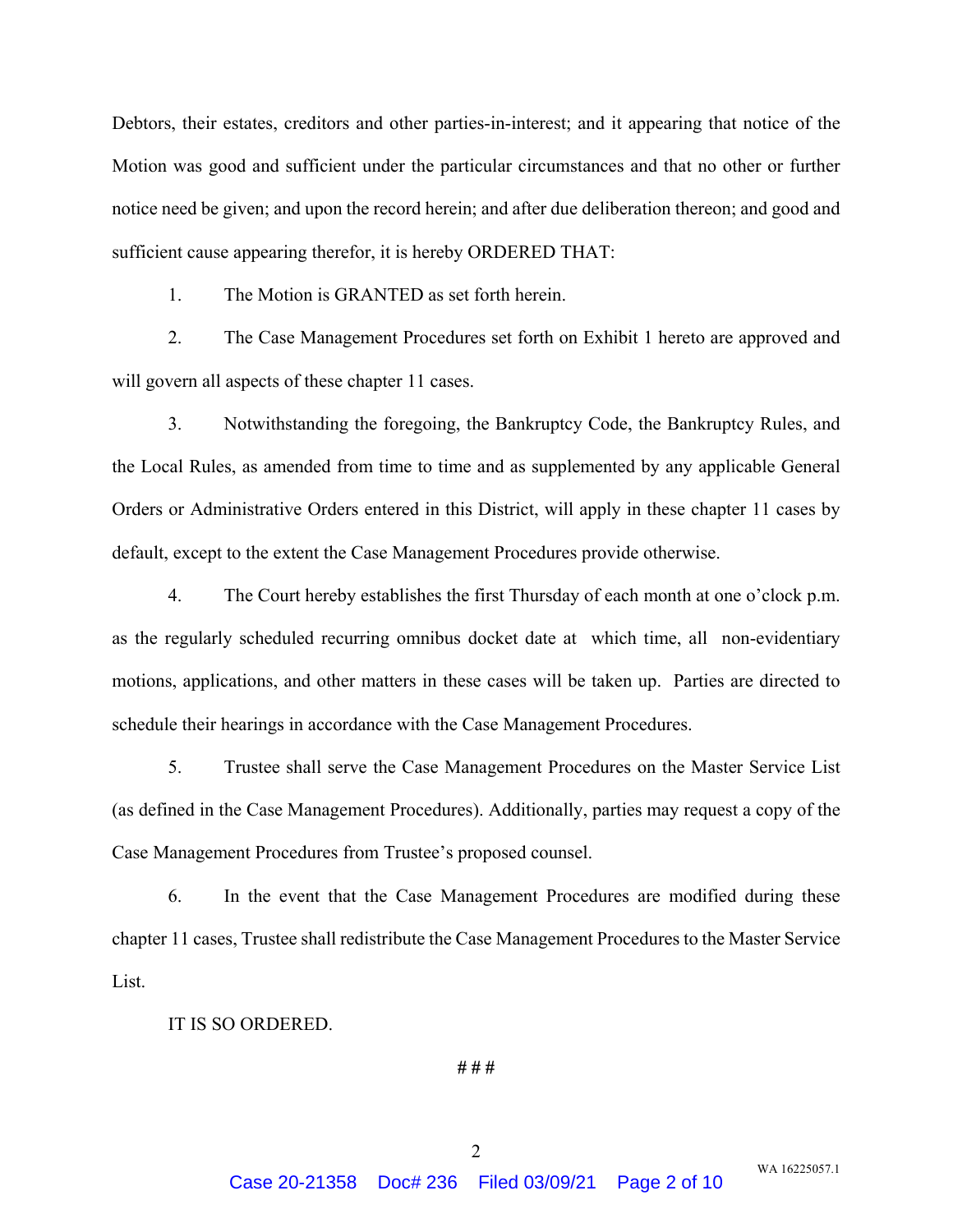Debtors, their estates, creditors and other parties-in-interest; and it appearing that notice of the Motion was good and sufficient under the particular circumstances and that no other or further notice need be given; and upon the record herein; and after due deliberation thereon; and good and sufficient cause appearing therefor, it is hereby ORDERED THAT:

1. The Motion is GRANTED as set forth herein.

2. The Case Management Procedures set forth on Exhibit 1 hereto are approved and will govern all aspects of these chapter 11 cases.

3. Notwithstanding the foregoing, the Bankruptcy Code, the Bankruptcy Rules, and the Local Rules, as amended from time to time and as supplemented by any applicable General Orders or Administrative Orders entered in this District, will apply in these chapter 11 cases by default, except to the extent the Case Management Procedures provide otherwise.

4. The Court hereby establishes the first Thursday of each month at one o'clock p.m. as the regularly scheduled recurring omnibus docket date at which time, all non-evidentiary motions, applications, and other matters in these cases will be taken up. Parties are directed to schedule their hearings in accordance with the Case Management Procedures.

5. Trustee shall serve the Case Management Procedures on the Master Service List (as defined in the Case Management Procedures). Additionally, parties may request a copy of the Case Management Procedures from Trustee's proposed counsel.

6. In the event that the Case Management Procedures are modified during these chapter 11 cases, Trustee shall redistribute the Case Management Procedures to the Master Service List.

IT IS SO ORDERED.

# # #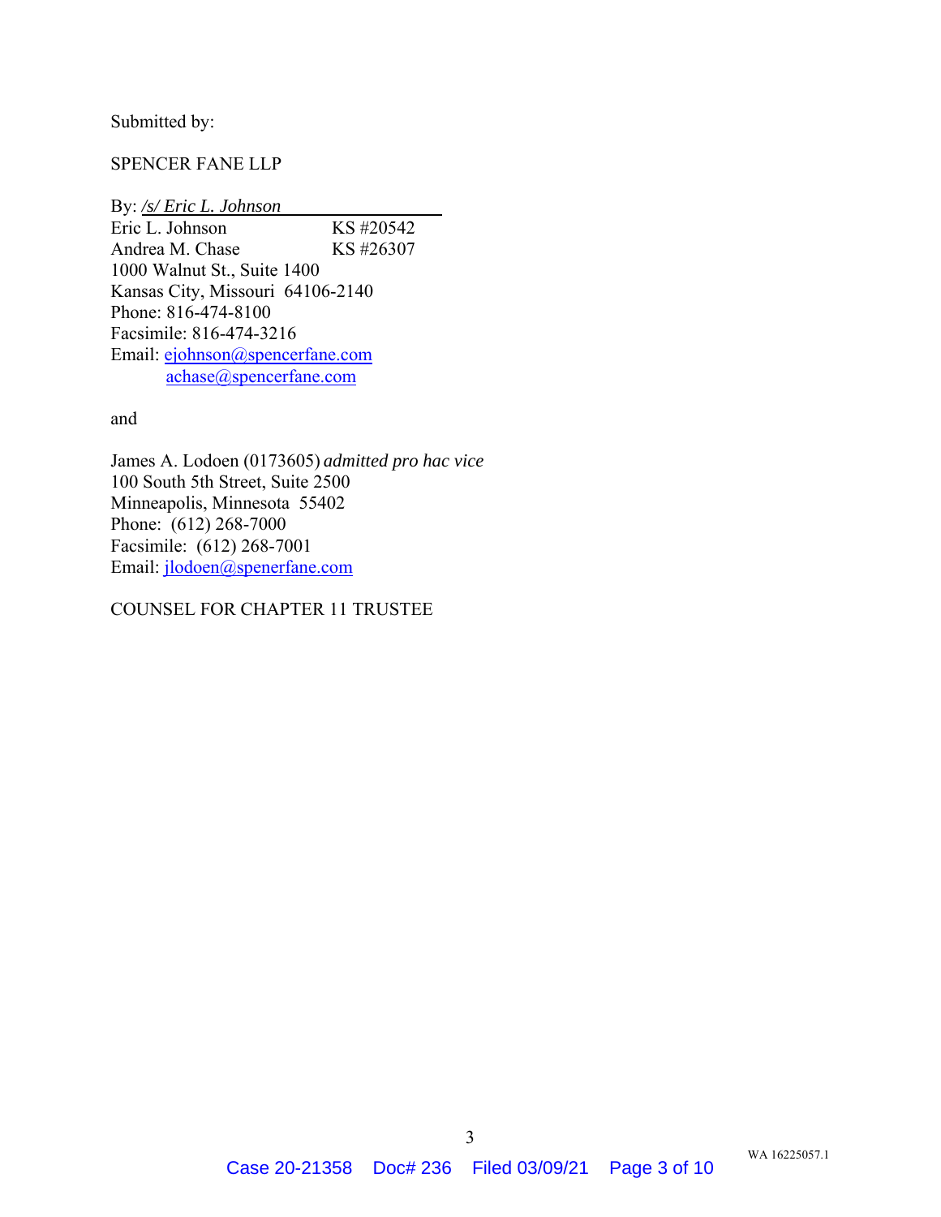Submitted by:

SPENCER FANE LLP

By: */s/ Eric L. Johnson*
Eric L. Johnson KS #20542
Andrea M. Chase KS #26307
1000 Walnut St., Suite 1400
Kansas City, Missouri 64106-2140
Phone: 816-474-8100
Facsimile: 816-474-3216
Email: ejohnson@spencerfane.com
achase@spencerfane.com

and

James A. Lodoen (0173605) *admitted pro hac vice*
100 South 5th Street, Suite 2500
Minneapolis, Minnesota 55402
Phone: (612) 268-7000
Facsimile: (612) 268-7001
Email: jlodoen@spenerfane.com

COUNSEL FOR CHAPTER 11 TRUSTEE

WA 16225057.1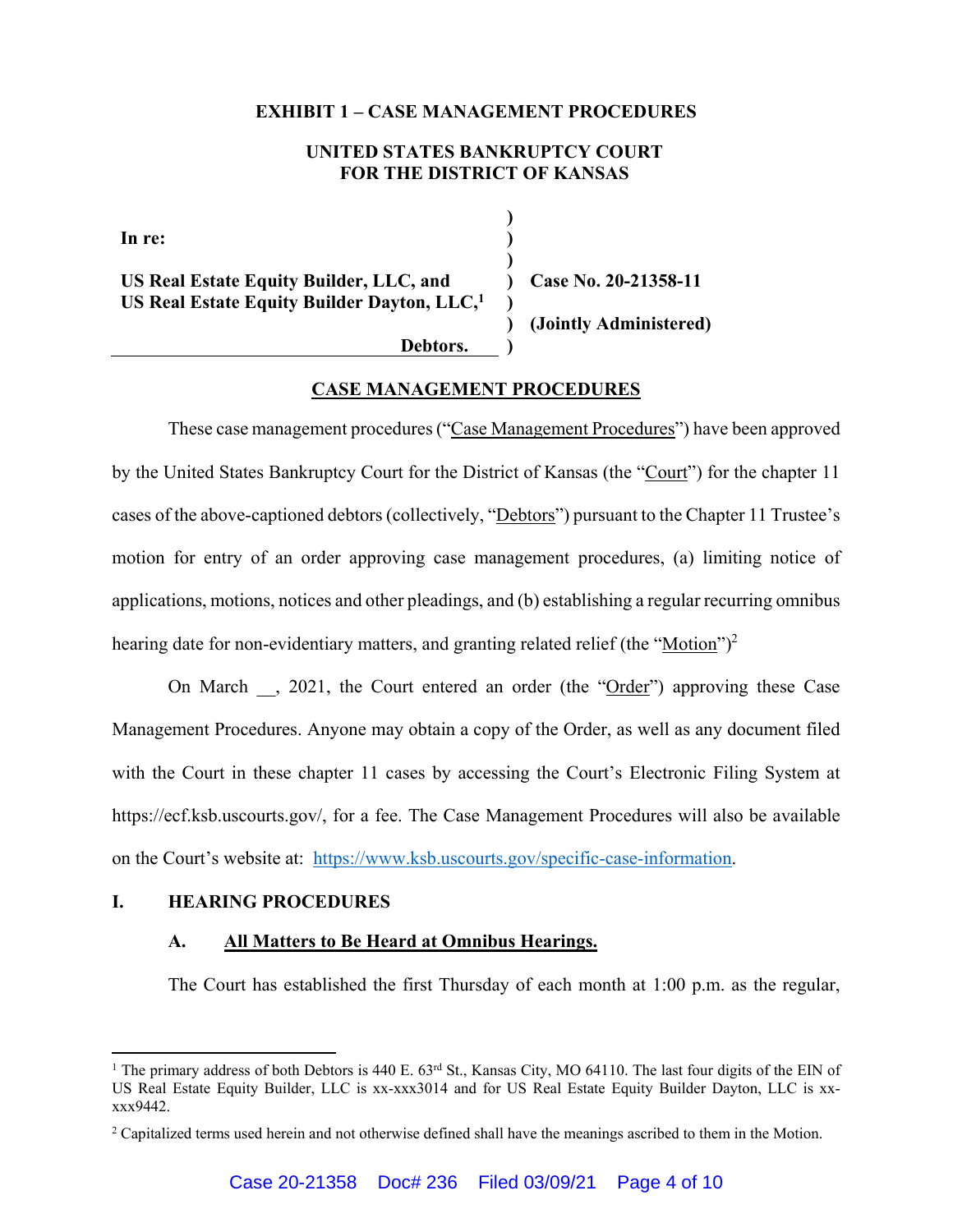**EXHIBIT 1 – CASE MANAGEMENT PROCEDURES**

**UNITED STATES BANKRUPTCY COURT**
**FOR THE DISTRICT OF KANSAS**

| | | |
|---|---|---|
| **In re:** | **)** | |
| **US Real Estate Equity Builder, LLC, and US Real Estate Equity Builder Dayton, LLC,[1]** | **)** | **Case No. 20-21358-11** |
| | **)** | **(Jointly Administered)** |
| **Debtors.** | **)** | |

**CASE MANAGEMENT PROCEDURES**

These case management procedures ("Case Management Procedures") have been approved by the United States Bankruptcy Court for the District of Kansas (the "Court") for the chapter 11 cases of the above-captioned debtors (collectively, "Debtors") pursuant to the Chapter 11 Trustee's motion for entry of an order approving case management procedures, (a) limiting notice of applications, motions, notices and other pleadings, and (b) establishing a regular recurring omnibus hearing date for non-evidentiary matters, and granting related relief (the "Motion")[2]

On March __, 2021, the Court entered an order (the "Order") approving these Case Management Procedures. Anyone may obtain a copy of the Order, as well as any document filed with the Court in these chapter 11 cases by accessing the Court's Electronic Filing System at https://ecf.ksb.uscourts.gov/, for a fee. The Case Management Procedures will also be available on the Court's website at: https://www.ksb.uscourts.gov/specific-case-information.

## I. HEARING PROCEDURES

### A. All Matters to Be Heard at Omnibus Hearings.

The Court has established the first Thursday of each month at 1:00 p.m. as the regular,

[1] The primary address of both Debtors is 440 E. 63rd St., Kansas City, MO 64110. The last four digits of the EIN of US Real Estate Equity Builder, LLC is xx-xxx3014 and for US Real Estate Equity Builder Dayton, LLC is xx-xxx9442.

[2] Capitalized terms used herein and not otherwise defined shall have the meanings ascribed to them in the Motion.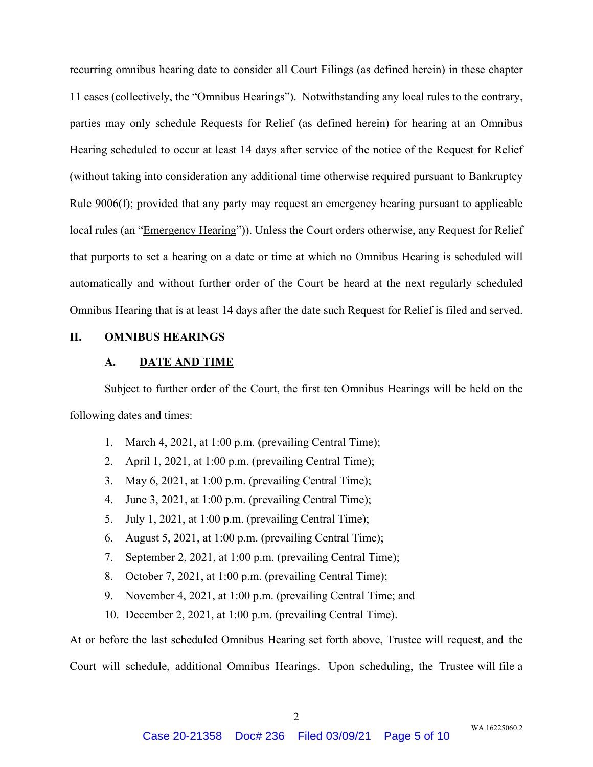recurring omnibus hearing date to consider all Court Filings (as defined herein) in these chapter 11 cases (collectively, the "Omnibus Hearings"). Notwithstanding any local rules to the contrary, parties may only schedule Requests for Relief (as defined herein) for hearing at an Omnibus Hearing scheduled to occur at least 14 days after service of the notice of the Request for Relief (without taking into consideration any additional time otherwise required pursuant to Bankruptcy Rule 9006(f); provided that any party may request an emergency hearing pursuant to applicable local rules (an "Emergency Hearing")). Unless the Court orders otherwise, any Request for Relief that purports to set a hearing on a date or time at which no Omnibus Hearing is scheduled will automatically and without further order of the Court be heard at the next regularly scheduled Omnibus Hearing that is at least 14 days after the date such Request for Relief is filed and served.

## II. OMNIBUS HEARINGS

### A. DATE AND TIME

Subject to further order of the Court, the first ten Omnibus Hearings will be held on the following dates and times:

1. March 4, 2021, at 1:00 p.m. (prevailing Central Time);
2. April 1, 2021, at 1:00 p.m. (prevailing Central Time);
3. May 6, 2021, at 1:00 p.m. (prevailing Central Time);
4. June 3, 2021, at 1:00 p.m. (prevailing Central Time);
5. July 1, 2021, at 1:00 p.m. (prevailing Central Time);
6. August 5, 2021, at 1:00 p.m. (prevailing Central Time);
7. September 2, 2021, at 1:00 p.m. (prevailing Central Time);
8. October 7, 2021, at 1:00 p.m. (prevailing Central Time);
9. November 4, 2021, at 1:00 p.m. (prevailing Central Time; and
10. December 2, 2021, at 1:00 p.m. (prevailing Central Time).

At or before the last scheduled Omnibus Hearing set forth above, Trustee will request, and the Court will schedule, additional Omnibus Hearings. Upon scheduling, the Trustee will file a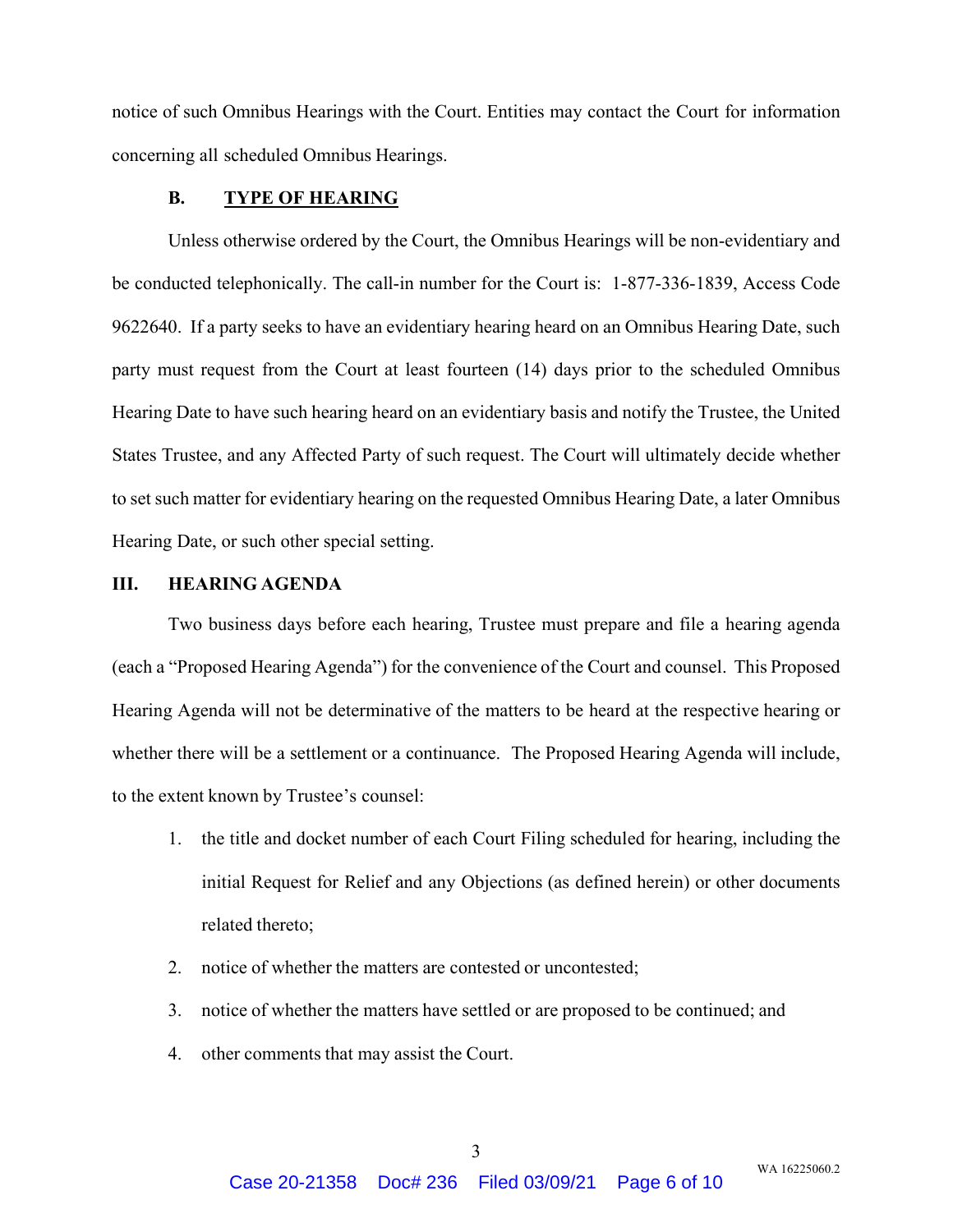notice of such Omnibus Hearings with the Court. Entities may contact the Court for information concerning all scheduled Omnibus Hearings.

### B. <u>TYPE OF HEARING</u>

Unless otherwise ordered by the Court, the Omnibus Hearings will be non-evidentiary and be conducted telephonically. The call-in number for the Court is: 1-877-336-1839, Access Code 9622640. If a party seeks to have an evidentiary hearing heard on an Omnibus Hearing Date, such party must request from the Court at least fourteen (14) days prior to the scheduled Omnibus Hearing Date to have such hearing heard on an evidentiary basis and notify the Trustee, the United States Trustee, and any Affected Party of such request. The Court will ultimately decide whether to set such matter for evidentiary hearing on the requested Omnibus Hearing Date, a later Omnibus Hearing Date, or such other special setting.

## III. HEARING AGENDA

Two business days before each hearing, Trustee must prepare and file a hearing agenda (each a "Proposed Hearing Agenda") for the convenience of the Court and counsel. This Proposed Hearing Agenda will not be determinative of the matters to be heard at the respective hearing or whether there will be a settlement or a continuance. The Proposed Hearing Agenda will include, to the extent known by Trustee's counsel:

1. the title and docket number of each Court Filing scheduled for hearing, including the initial Request for Relief and any Objections (as defined herein) or other documents related thereto;
2. notice of whether the matters are contested or uncontested;
3. notice of whether the matters have settled or are proposed to be continued; and
4. other comments that may assist the Court.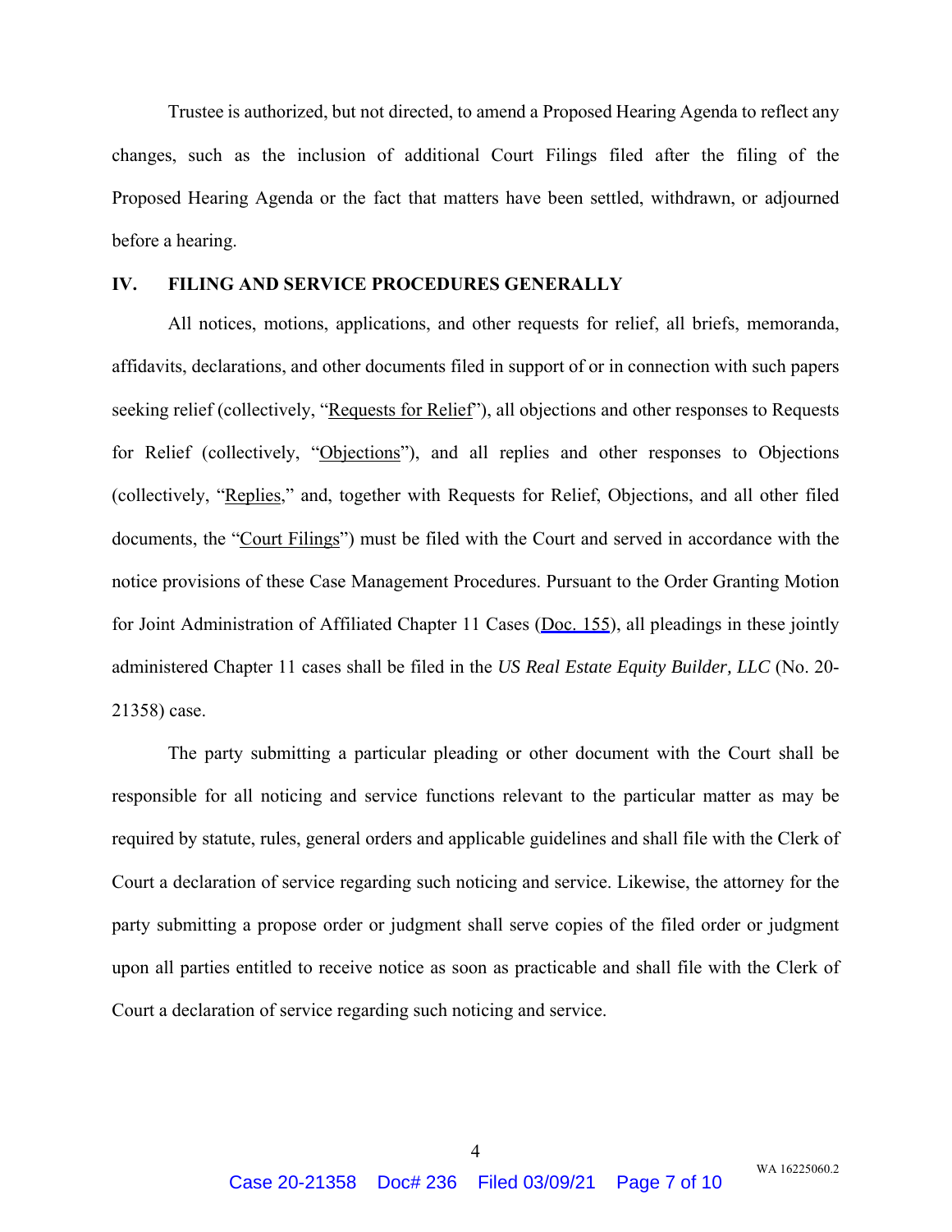Trustee is authorized, but not directed, to amend a Proposed Hearing Agenda to reflect any changes, such as the inclusion of additional Court Filings filed after the filing of the Proposed Hearing Agenda or the fact that matters have been settled, withdrawn, or adjourned before a hearing.

## IV. FILING AND SERVICE PROCEDURES GENERALLY

All notices, motions, applications, and other requests for relief, all briefs, memoranda, affidavits, declarations, and other documents filed in support of or in connection with such papers seeking relief (collectively, "Requests for Relief"), all objections and other responses to Requests for Relief (collectively, "Objections"), and all replies and other responses to Objections (collectively, "Replies," and, together with Requests for Relief, Objections, and all other filed documents, the "Court Filings") must be filed with the Court and served in accordance with the notice provisions of these Case Management Procedures. Pursuant to the Order Granting Motion for Joint Administration of Affiliated Chapter 11 Cases (Doc. 155), all pleadings in these jointly administered Chapter 11 cases shall be filed in the *US Real Estate Equity Builder, LLC* (No. 20-21358) case.

The party submitting a particular pleading or other document with the Court shall be responsible for all noticing and service functions relevant to the particular matter as may be required by statute, rules, general orders and applicable guidelines and shall file with the Clerk of Court a declaration of service regarding such noticing and service. Likewise, the attorney for the party submitting a propose order or judgment shall serve copies of the filed order or judgment upon all parties entitled to receive notice as soon as practicable and shall file with the Clerk of Court a declaration of service regarding such noticing and service.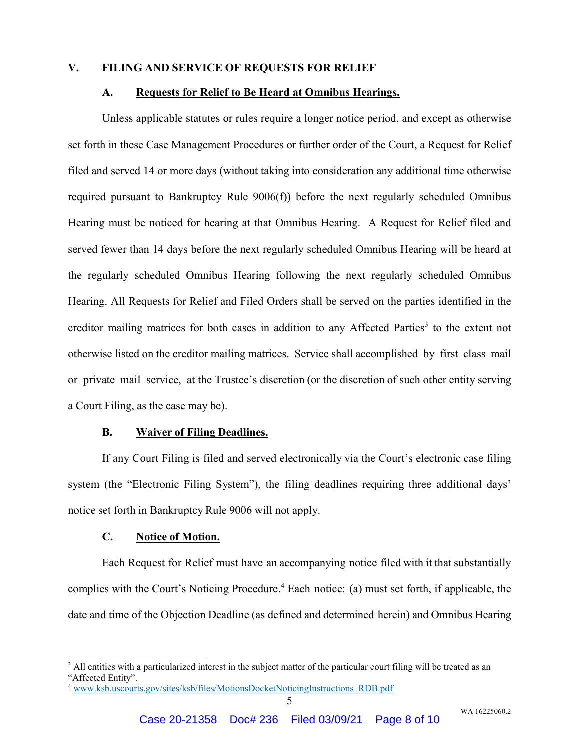## V. FILING AND SERVICE OF REQUESTS FOR RELIEF

### A. Requests for Relief to Be Heard at Omnibus Hearings.

Unless applicable statutes or rules require a longer notice period, and except as otherwise set forth in these Case Management Procedures or further order of the Court, a Request for Relief filed and served 14 or more days (without taking into consideration any additional time otherwise required pursuant to Bankruptcy Rule 9006(f)) before the next regularly scheduled Omnibus Hearing must be noticed for hearing at that Omnibus Hearing. A Request for Relief filed and served fewer than 14 days before the next regularly scheduled Omnibus Hearing will be heard at the regularly scheduled Omnibus Hearing following the next regularly scheduled Omnibus Hearing. All Requests for Relief and Filed Orders shall be served on the parties identified in the creditor mailing matrices for both cases in addition to any Affected Parties[3] to the extent not otherwise listed on the creditor mailing matrices. Service shall accomplished by first class mail or private mail service, at the Trustee's discretion (or the discretion of such other entity serving a Court Filing, as the case may be).

### B. Waiver of Filing Deadlines.

If any Court Filing is filed and served electronically via the Court's electronic case filing system (the "Electronic Filing System"), the filing deadlines requiring three additional days' notice set forth in Bankruptcy Rule 9006 will not apply.

### C. Notice of Motion.

Each Request for Relief must have an accompanying notice filed with it that substantially complies with the Court's Noticing Procedure.[4] Each notice: (a) must set forth, if applicable, the date and time of the Objection Deadline (as defined and determined herein) and Omnibus Hearing

---

[3] All entities with a particularized interest in the subject matter of the particular court filing will be treated as an "Affected Entity".

[4] www.ksb.uscourts.gov/sites/ksb/files/MotionsDocketNoticingInstructions_RDB.pdf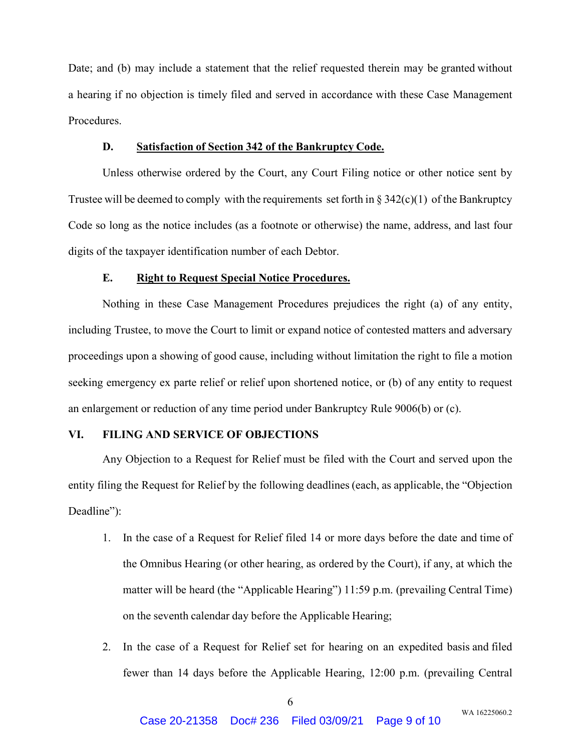Date; and (b) may include a statement that the relief requested therein may be granted without a hearing if no objection is timely filed and served in accordance with these Case Management Procedures.

### D. <u>Satisfaction of Section 342 of the Bankruptcy Code.</u>

Unless otherwise ordered by the Court, any Court Filing notice or other notice sent by Trustee will be deemed to comply with the requirements set forth in § 342(c)(1) of the Bankruptcy Code so long as the notice includes (as a footnote or otherwise) the name, address, and last four digits of the taxpayer identification number of each Debtor.

### E. <u>Right to Request Special Notice Procedures.</u>

Nothing in these Case Management Procedures prejudices the right (a) of any entity, including Trustee, to move the Court to limit or expand notice of contested matters and adversary proceedings upon a showing of good cause, including without limitation the right to file a motion seeking emergency ex parte relief or relief upon shortened notice, or (b) of any entity to request an enlargement or reduction of any time period under Bankruptcy Rule 9006(b) or (c).

## VI. FILING AND SERVICE OF OBJECTIONS

Any Objection to a Request for Relief must be filed with the Court and served upon the entity filing the Request for Relief by the following deadlines (each, as applicable, the "Objection Deadline"):

1. In the case of a Request for Relief filed 14 or more days before the date and time of the Omnibus Hearing (or other hearing, as ordered by the Court), if any, at which the matter will be heard (the "Applicable Hearing") 11:59 p.m. (prevailing Central Time) on the seventh calendar day before the Applicable Hearing;

2. In the case of a Request for Relief set for hearing on an expedited basis and filed fewer than 14 days before the Applicable Hearing, 12:00 p.m. (prevailing Central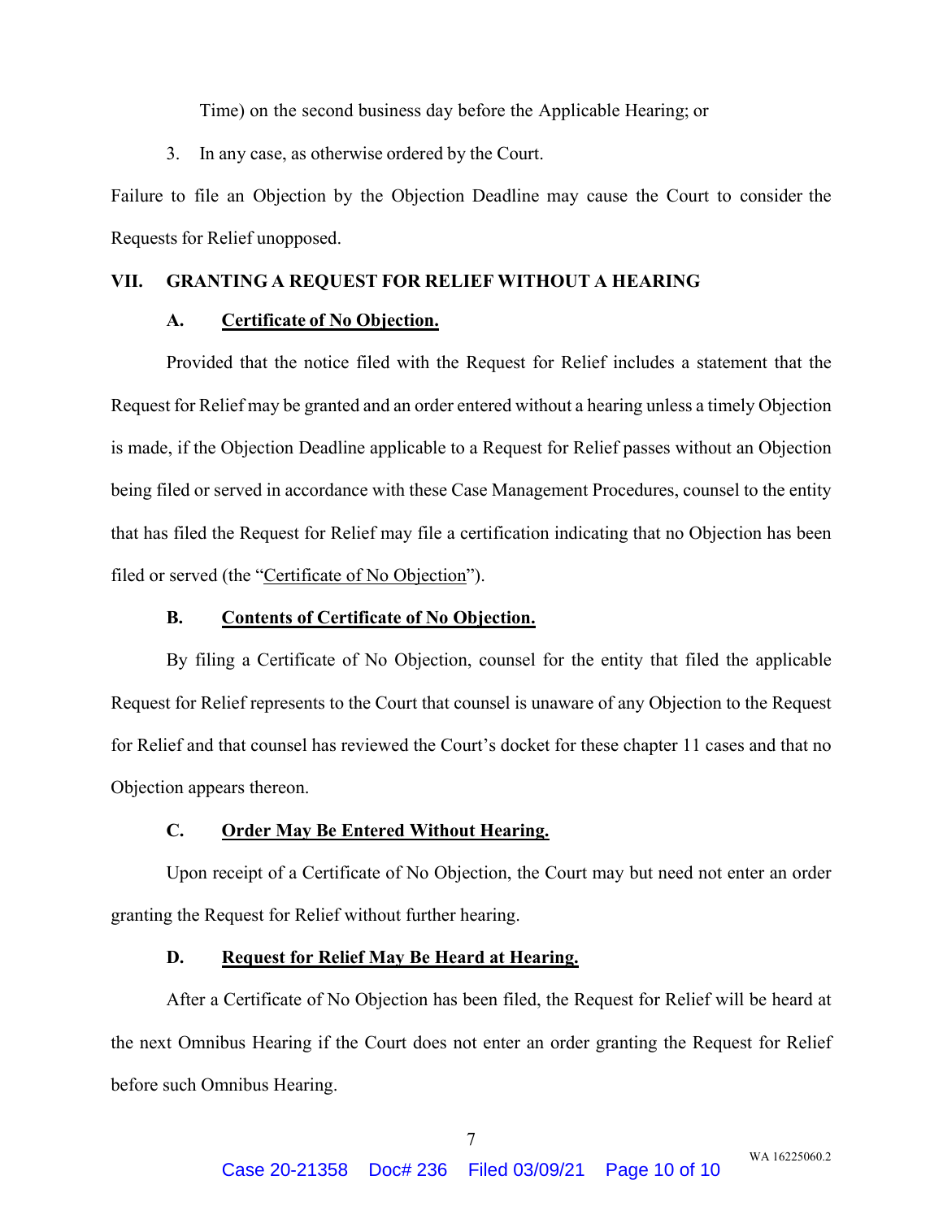Time) on the second business day before the Applicable Hearing; or

3. In any case, as otherwise ordered by the Court.

Failure to file an Objection by the Objection Deadline may cause the Court to consider the Requests for Relief unopposed.

## VII. GRANTING A REQUEST FOR RELIEF WITHOUT A HEARING

### A. Certificate of No Objection.

Provided that the notice filed with the Request for Relief includes a statement that the Request for Relief may be granted and an order entered without a hearing unless a timely Objection is made, if the Objection Deadline applicable to a Request for Relief passes without an Objection being filed or served in accordance with these Case Management Procedures, counsel to the entity that has filed the Request for Relief may file a certification indicating that no Objection has been filed or served (the "Certificate of No Objection").

### B. Contents of Certificate of No Objection.

By filing a Certificate of No Objection, counsel for the entity that filed the applicable Request for Relief represents to the Court that counsel is unaware of any Objection to the Request for Relief and that counsel has reviewed the Court's docket for these chapter 11 cases and that no Objection appears thereon.

### C. Order May Be Entered Without Hearing.

Upon receipt of a Certificate of No Objection, the Court may but need not enter an order granting the Request for Relief without further hearing.

### D. Request for Relief May Be Heard at Hearing.

After a Certificate of No Objection has been filed, the Request for Relief will be heard at the next Omnibus Hearing if the Court does not enter an order granting the Request for Relief before such Omnibus Hearing.